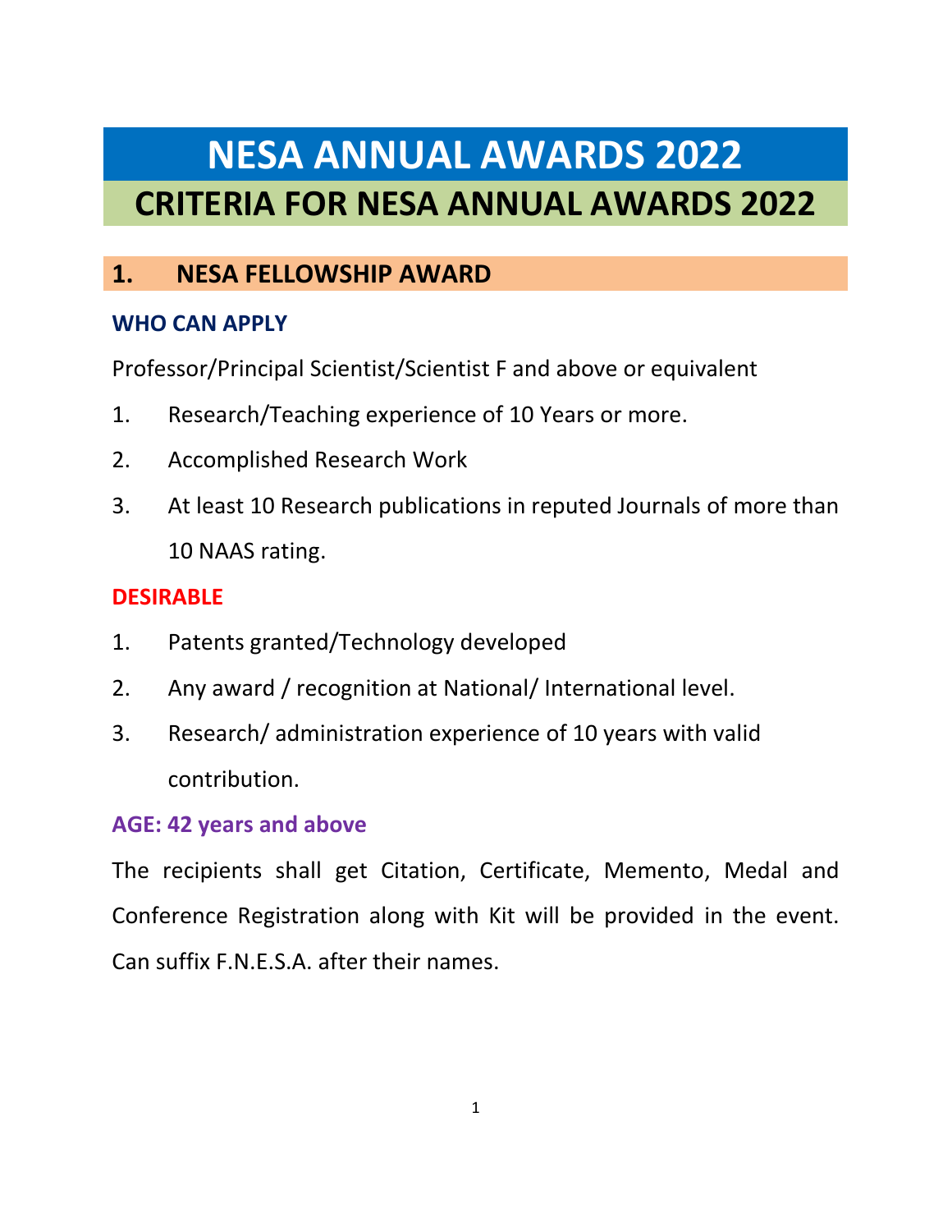# NESA ANNUAL AWARDS 2022

## CRITERIA FOR NESA ANNUAL AWARDS 2022

### 1. NESA FELLOWSHIP AWARD

**WHO CAN APPLY**

Professor/Principal Scientist/Scientist F and above or equivalent

1. Research/Teaching experience of 10 Years or more.
2. Accomplished Research Work
3. At least 10 Research publications in reputed Journals of more than 10 NAAS rating.

**DESIRABLE**

1. Patents granted/Technology developed
2. Any award / recognition at National/ International level.
3. Research/ administration experience of 10 years with valid contribution.

**AGE: 42 years and above**

The recipients shall get Citation, Certificate, Memento, Medal and Conference Registration along with Kit will be provided in the event. Can suffix F.N.E.S.A. after their names.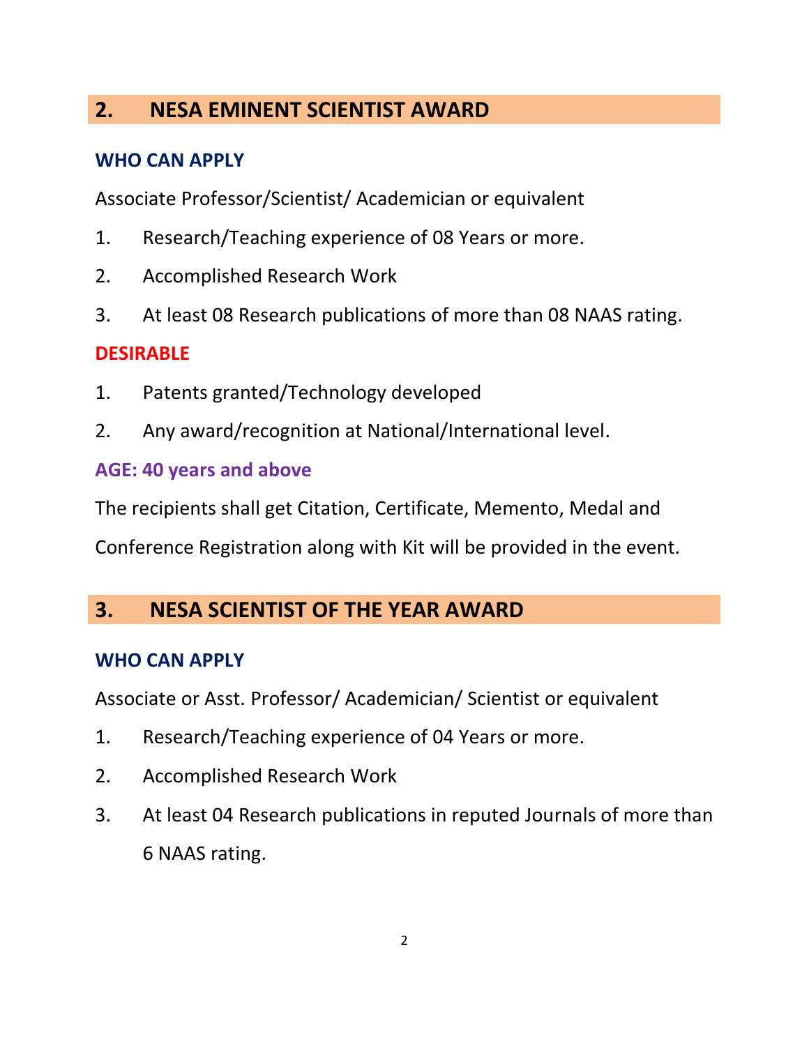## 2. NESA EMINENT SCIENTIST AWARD

### WHO CAN APPLY

Associate Professor/Scientist/ Academician or equivalent

1. Research/Teaching experience of 08 Years or more.
2. Accomplished Research Work
3. At least 08 Research publications of more than 08 NAAS rating.

### DESIRABLE

1. Patents granted/Technology developed
2. Any award/recognition at National/International level.

### AGE: 40 years and above

The recipients shall get Citation, Certificate, Memento, Medal and Conference Registration along with Kit will be provided in the event.

## 3. NESA SCIENTIST OF THE YEAR AWARD

### WHO CAN APPLY

Associate or Asst. Professor/ Academician/ Scientist or equivalent

1. Research/Teaching experience of 04 Years or more.
2. Accomplished Research Work
3. At least 04 Research publications in reputed Journals of more than 6 NAAS rating.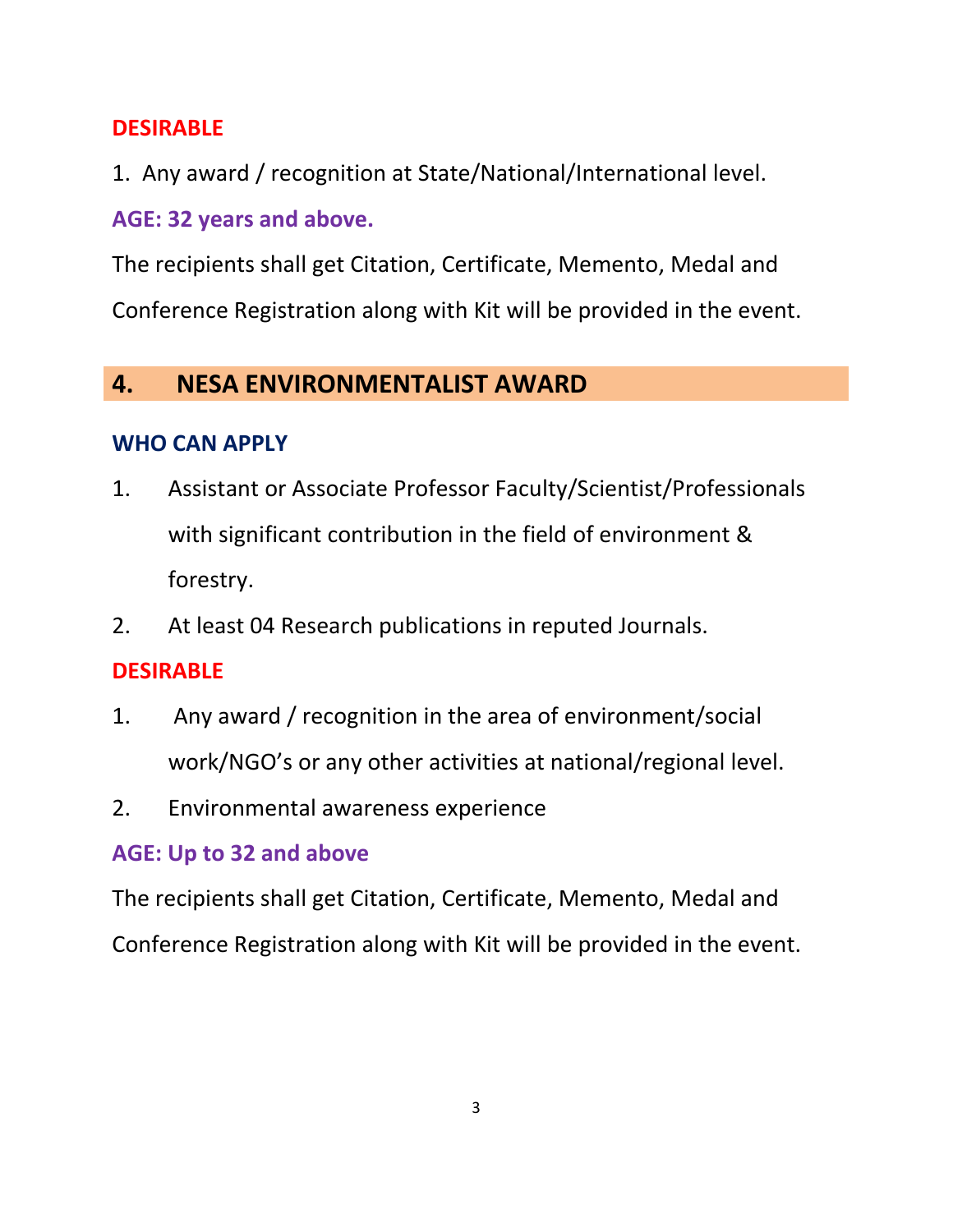**DESIRABLE**

1. Any award / recognition at State/National/International level.

**AGE: 32 years and above.**

The recipients shall get Citation, Certificate, Memento, Medal and Conference Registration along with Kit will be provided in the event.

## 4. NESA ENVIRONMENTALIST AWARD

**WHO CAN APPLY**

1. Assistant or Associate Professor Faculty/Scientist/Professionals with significant contribution in the field of environment & forestry.
2. At least 04 Research publications in reputed Journals.

**DESIRABLE**

1. Any award / recognition in the area of environment/social work/NGO's or any other activities at national/regional level.
2. Environmental awareness experience

**AGE: Up to 32 and above**

The recipients shall get Citation, Certificate, Memento, Medal and Conference Registration along with Kit will be provided in the event.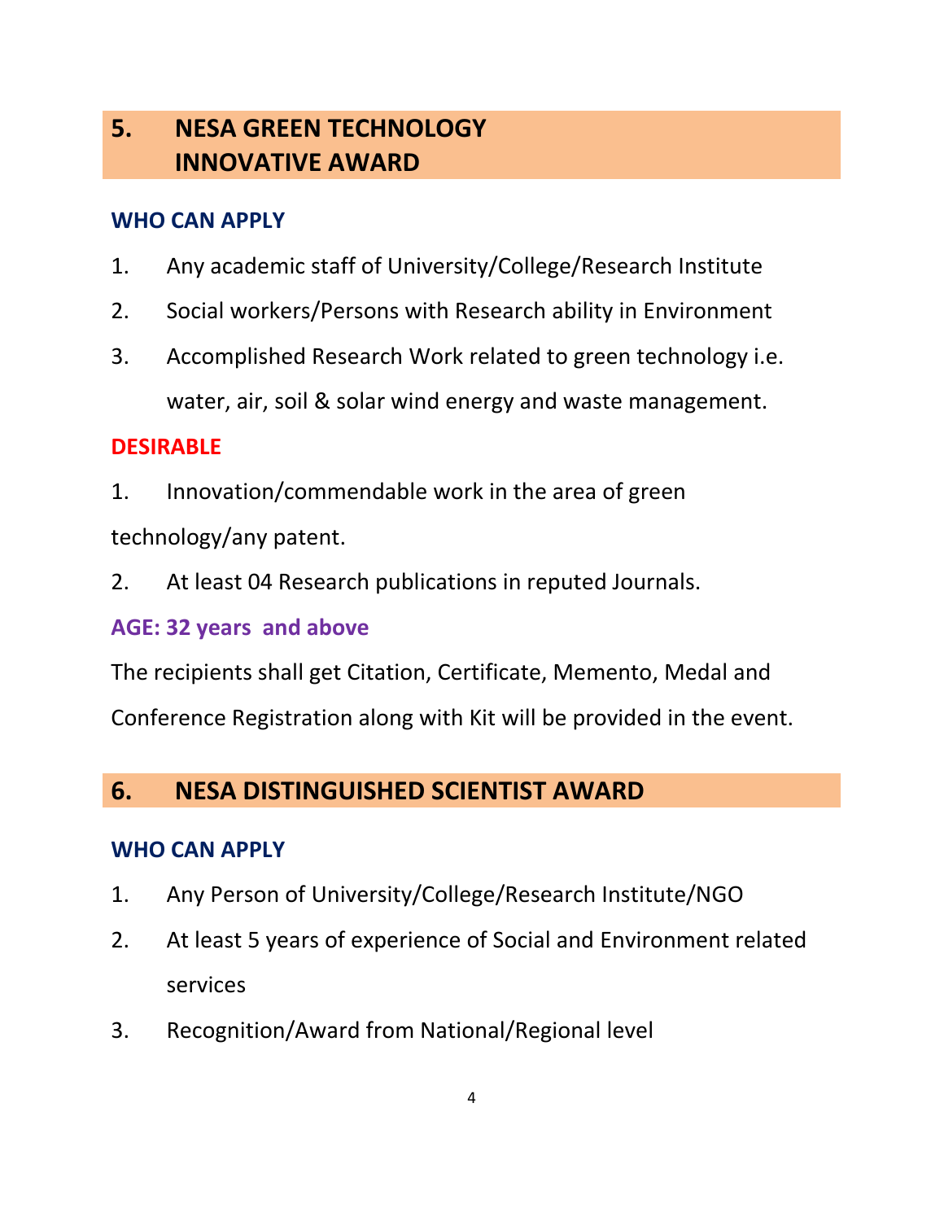## 5. NESA GREEN TECHNOLOGY INNOVATIVE AWARD

### WHO CAN APPLY

1. Any academic staff of University/College/Research Institute
2. Social workers/Persons with Research ability in Environment
3. Accomplished Research Work related to green technology i.e. water, air, soil & solar wind energy and waste management.

### DESIRABLE

1. Innovation/commendable work in the area of green technology/any patent.
2. At least 04 Research publications in reputed Journals.

### AGE: 32 years and above

The recipients shall get Citation, Certificate, Memento, Medal and Conference Registration along with Kit will be provided in the event.

## 6. NESA DISTINGUISHED SCIENTIST AWARD

### WHO CAN APPLY

1. Any Person of University/College/Research Institute/NGO
2. At least 5 years of experience of Social and Environment related services
3. Recognition/Award from National/Regional level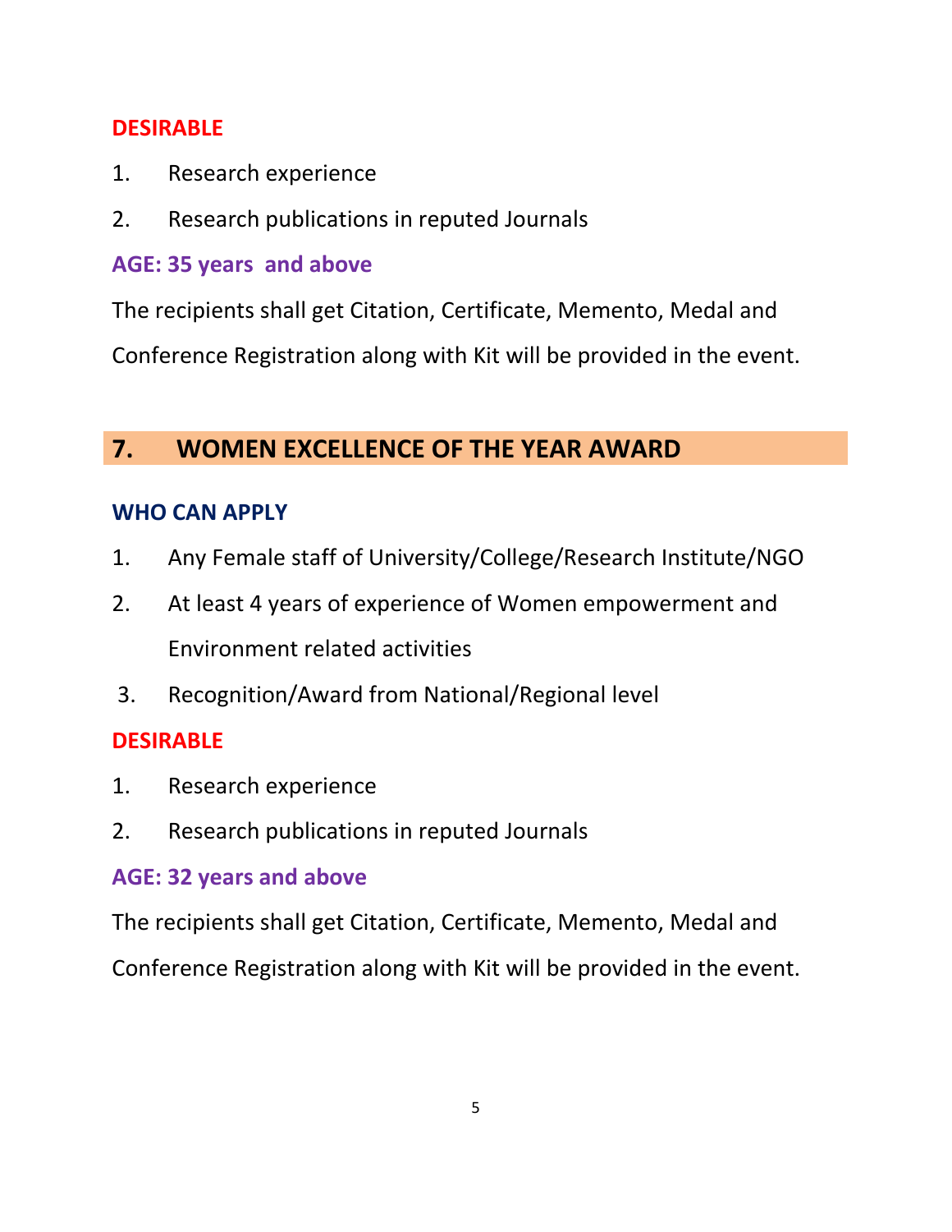**DESIRABLE**

1. Research experience
2. Research publications in reputed Journals

**AGE: 35 years and above**

The recipients shall get Citation, Certificate, Memento, Medal and Conference Registration along with Kit will be provided in the event.

## 7. WOMEN EXCELLENCE OF THE YEAR AWARD

**WHO CAN APPLY**

1. Any Female staff of University/College/Research Institute/NGO
2. At least 4 years of experience of Women empowerment and Environment related activities
3. Recognition/Award from National/Regional level

**DESIRABLE**

1. Research experience
2. Research publications in reputed Journals

**AGE: 32 years and above**

The recipients shall get Citation, Certificate, Memento, Medal and Conference Registration along with Kit will be provided in the event.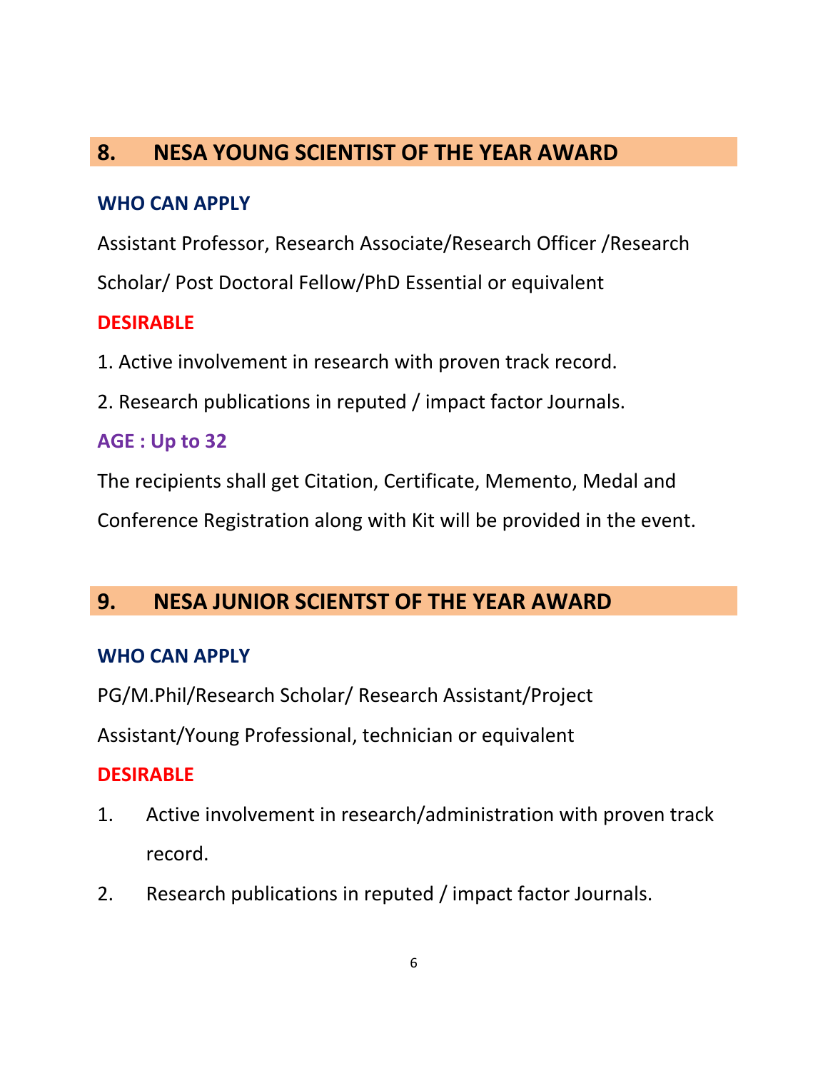## 8. NESA YOUNG SCIENTIST OF THE YEAR AWARD

**WHO CAN APPLY**

Assistant Professor, Research Associate/Research Officer /Research Scholar/ Post Doctoral Fellow/PhD Essential or equivalent

**DESIRABLE**

1. Active involvement in research with proven track record.
2. Research publications in reputed / impact factor Journals.

**AGE : Up to 32**

The recipients shall get Citation, Certificate, Memento, Medal and Conference Registration along with Kit will be provided in the event.

## 9. NESA JUNIOR SCIENTST OF THE YEAR AWARD

**WHO CAN APPLY**

PG/M.Phil/Research Scholar/ Research Assistant/Project Assistant/Young Professional, technician or equivalent

**DESIRABLE**

1. Active involvement in research/administration with proven track record.
2. Research publications in reputed / impact factor Journals.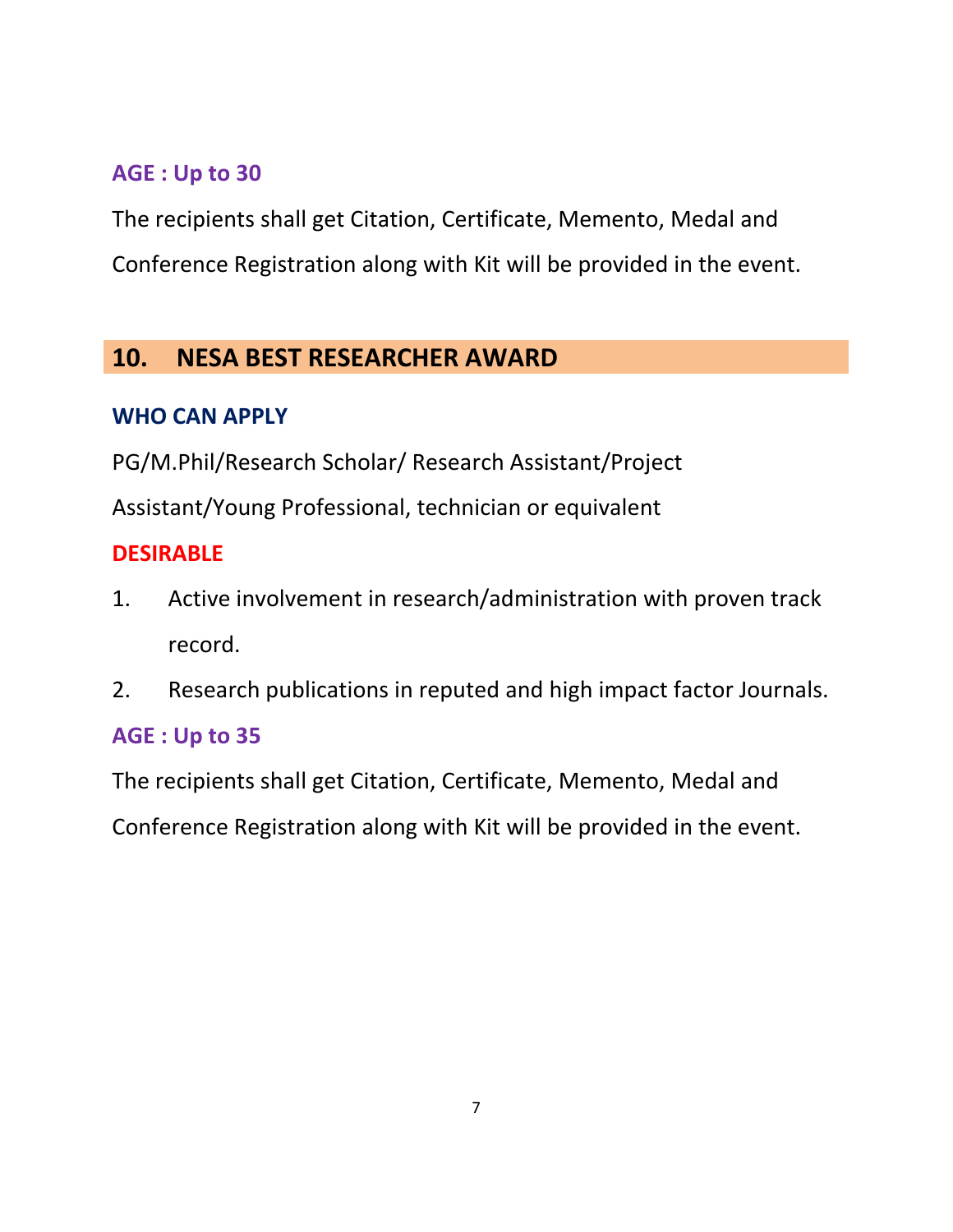**AGE : Up to 30**

The recipients shall get Citation, Certificate, Memento, Medal and Conference Registration along with Kit will be provided in the event.

## 10. NESA BEST RESEARCHER AWARD

**WHO CAN APPLY**

PG/M.Phil/Research Scholar/ Research Assistant/Project Assistant/Young Professional, technician or equivalent

**DESIRABLE**

1. Active involvement in research/administration with proven track record.
2. Research publications in reputed and high impact factor Journals.

**AGE : Up to 35**

The recipients shall get Citation, Certificate, Memento, Medal and Conference Registration along with Kit will be provided in the event.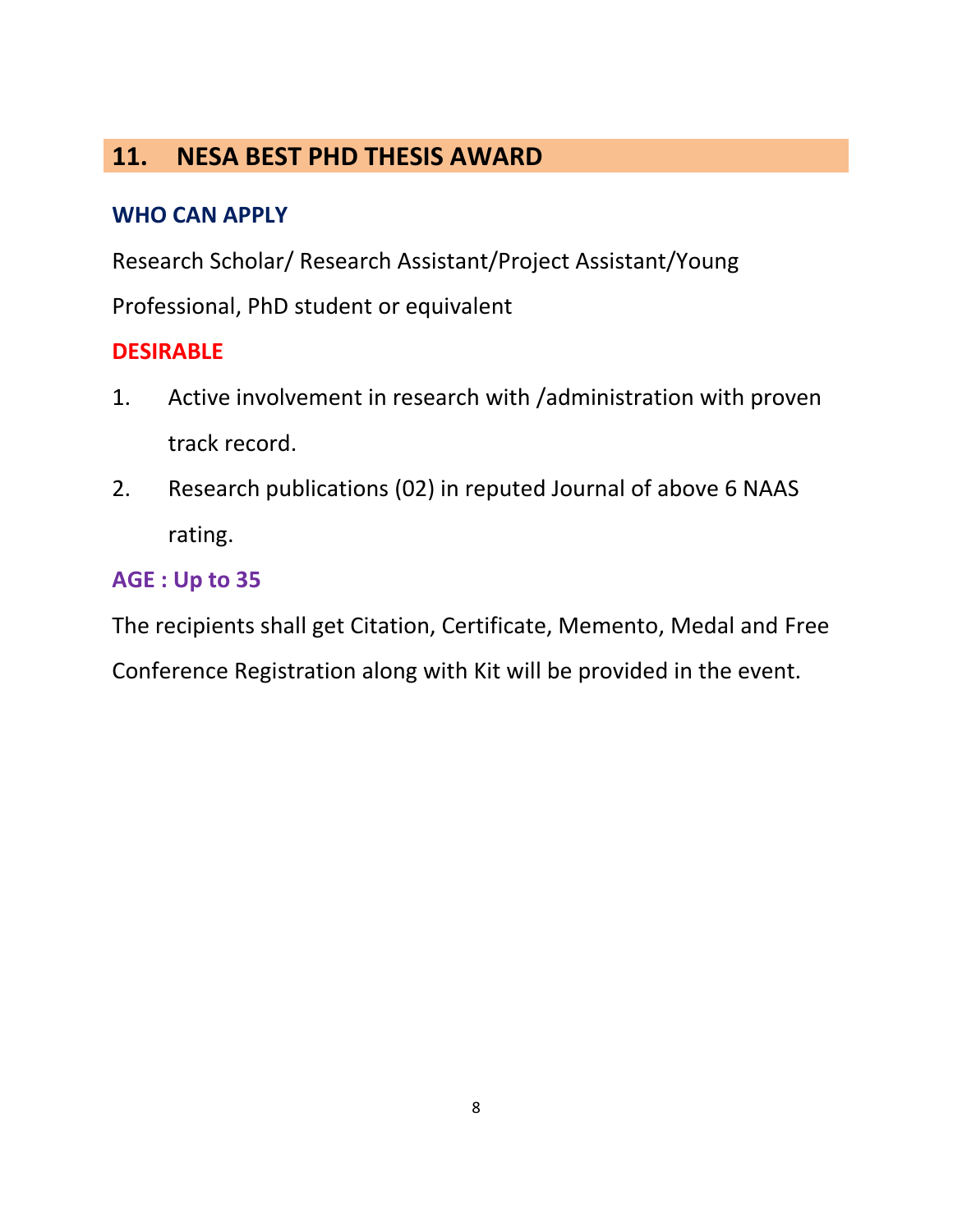## 11. NESA BEST PHD THESIS AWARD

### WHO CAN APPLY

Research Scholar/ Research Assistant/Project Assistant/Young Professional, PhD student or equivalent

### DESIRABLE

1. Active involvement in research with /administration with proven track record.
2. Research publications (02) in reputed Journal of above 6 NAAS rating.

### AGE : Up to 35

The recipients shall get Citation, Certificate, Memento, Medal and Free Conference Registration along with Kit will be provided in the event.